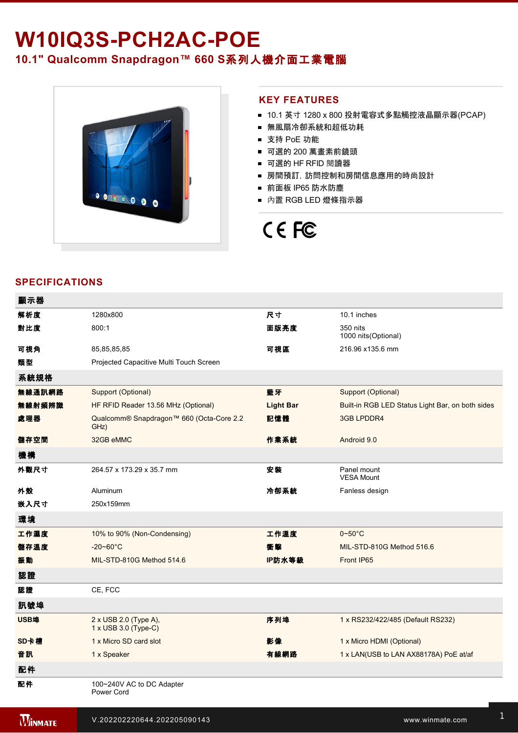# W10IQ3S-PCH2AC-POE

## 10.1" Qualcomm Snapdragon™ 660 S系列人機介面工業電腦

## KEY FEATURES

- 10.1 英寸 1280 x 800 投射電容式多點觸控液晶顯示器(PCAP)
- 無風扇冷卻系統和超低功耗
- 支持 PoE 功能
- 可選的 200 萬畫素前鏡頭
- 可選的 HF RFID 閱讀器
- 房間預訂，訪問控制和房間信息應用的時尚設計
- 前面板 IP65 防水防塵
- 內置 RGB LED 燈條指示器

## SPECIFICATIONS

| **顯示器** | | | |
|---|---|---|---|
| **解析度** | 1280x800 | **尺寸** | 10.1 inches |
| **對比度** | 800:1 | **面版亮度** | 350 nits<br>1000 nits(Optional) |
| **可視角** | 85,85,85,85 | **可視區** | 216.96 x135.6 mm |
| **類型** | Projected Capacitive Multi Touch Screen | | |
| **系統規格** | | | |
| **無線通訊網路** | Support (Optional) | **藍牙** | Support (Optional) |
| **無線射頻辨識** | HF RFID Reader 13.56 MHz (Optional) | **Light Bar** | Built-in RGB LED Status Light Bar, on both sides |
| **處理器** | Qualcomm® Snapdragon™ 660 (Octa-Core 2.2 GHz) | **記憶體** | 3GB LPDDR4 |
| **儲存空間** | 32GB eMMC | **作業系統** | Android 9.0 |
| **機構** | | | |
| **外觀尺寸** | 264.57 x 173.29 x 35.7 mm | **安裝** | Panel mount<br>VESA Mount |
| **外殼** | Aluminum | **冷卻系統** | Fanless design |
| **嵌入尺寸** | 250x159mm | | |
| **環境** | | | |
| **工作濕度** | 10% to 90% (Non-Condensing) | **工作溫度** | 0~50°C |
| **儲存溫度** | -20~60°C | **衝擊** | MIL-STD-810G Method 516.6 |
| **振動** | MIL-STD-810G Method 514.6 | **IP防水等級** | Front IP65 |
| **認證** | | | |
| **認證** | CE, FCC | | |
| **訊號埠** | | | |
| **USB埠** | 2 x USB 2.0 (Type A),<br>1 x USB 3.0 (Type-C) | **序列埠** | 1 x RS232/422/485 (Default RS232) |
| **SD卡槽** | 1 x Micro SD card slot | **影像** | 1 x Micro HDMI (Optional) |
| **音訊** | 1 x Speaker | **有線網路** | 1 x LAN(USB to LAN AX88178A) PoE at/af |
| **配件** | | | |
| **配件** | 100~240V AC to DC Adapter<br>Power Cord | | |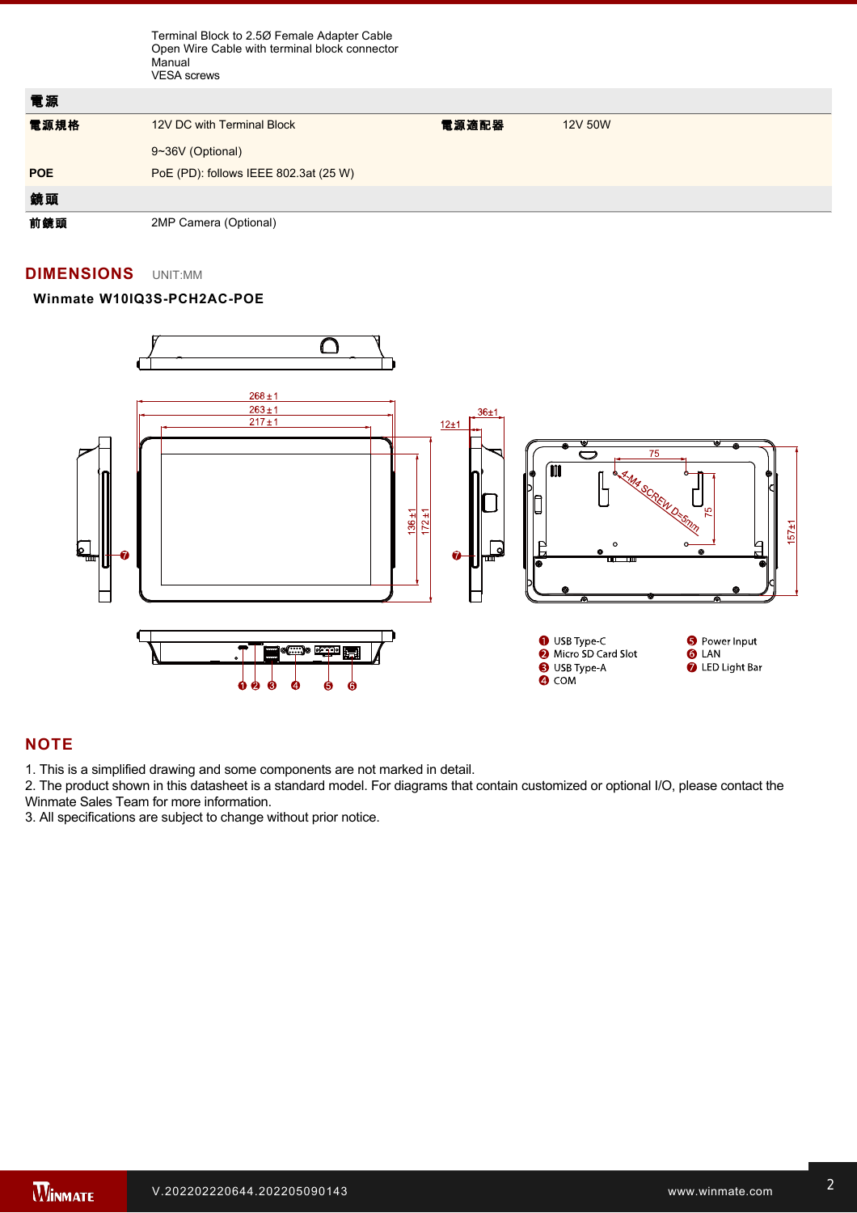| | | | |
|---|---|---|---|
| | Terminal Block to 2.5Ø Female Adapter Cable<br>Open Wire Cable with terminal block connector<br>Manual<br>VESA screws | | |
| **電源** | | | |
| **電源規格** | 12V DC with Terminal Block<br>9~36V (Optional) | **電源適配器** | 12V 50W |
| **POE** | PoE (PD): follows IEEE 802.3at (25 W) | | |
| **鏡頭** | | | |
| **前鏡頭** | 2MP Camera (Optional) | | |

## DIMENSIONS UNIT:MM

**Winmate W10IQ3S-PCH2AC-POE**

268±1
263±1
217±1
136±1
172±1
12±1
36±1
75
4-M4 SCREW D=5mm
75
157±1

❶ USB Type-C
❷ Micro SD Card Slot
❸ USB Type-A
❹ COM
❺ Power Input
❻ LAN
❼ LED Light Bar

## NOTE

1. This is a simplified drawing and some components are not marked in detail.
2. The product shown in this datasheet is a standard model. For diagrams that contain customized or optional I/O, please contact the Winmate Sales Team for more information.
3. All specifications are subject to change without prior notice.